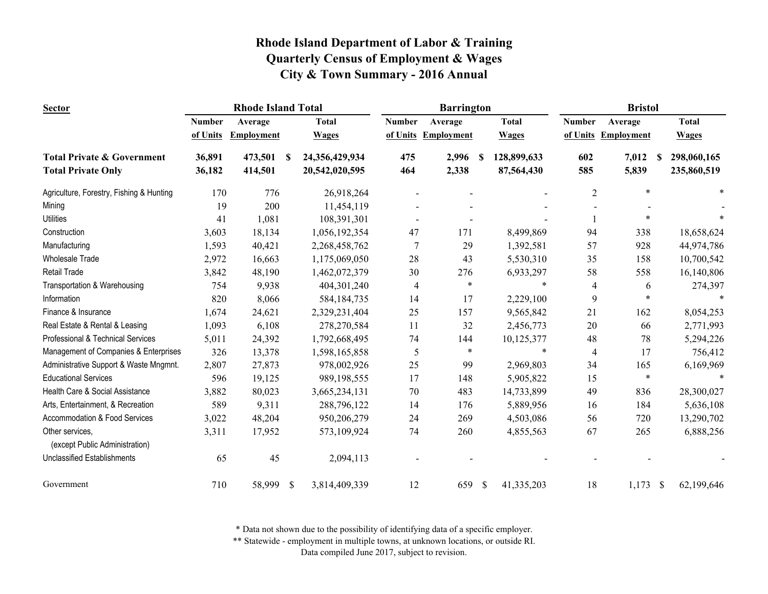# Rhode Island Department of Labor & Training
## Quarterly Census of Employment & Wages
## City & Town Summary - 2016 Annual

| Sector | Rhode Island Total | | | Barrington | | | Bristol | | |
|---|---|---|---|---|---|---|---|---|---|
| | Number of Units | Average Employment | Total Wages | Number of Units | Average Employment | Total Wages | Number of Units | Average Employment | Total Wages |
| **Total Private & Government** | **36,891** | **473,501** | **$ 24,356,429,934** | **475** | **2,996** | **$ 128,899,633** | **602** | **7,012** | **$ 298,060,165** |
| **Total Private Only** | **36,182** | **414,501** | **20,542,020,595** | **464** | **2,338** | **87,564,430** | **585** | **5,839** | **235,860,519** |
| Agriculture, Forestry, Fishing & Hunting | 170 | 776 | 26,918,264 | - | - | - | 2 | * | * |
| Mining | 19 | 200 | 11,454,119 | - | - | - | - | - | - |
| Utilities | 41 | 1,081 | 108,391,301 | - | - | - | 1 | * | * |
| Construction | 3,603 | 18,134 | 1,056,192,354 | 47 | 171 | 8,499,869 | 94 | 338 | 18,658,624 |
| Manufacturing | 1,593 | 40,421 | 2,268,458,762 | 7 | 29 | 1,392,581 | 57 | 928 | 44,974,786 |
| Wholesale Trade | 2,972 | 16,663 | 1,175,069,050 | 28 | 43 | 5,530,310 | 35 | 158 | 10,700,542 |
| Retail Trade | 3,842 | 48,190 | 1,462,072,379 | 30 | 276 | 6,933,297 | 58 | 558 | 16,140,806 |
| Transportation & Warehousing | 754 | 9,938 | 404,301,240 | 4 | * | * | 4 | 6 | 274,397 |
| Information | 820 | 8,066 | 584,184,735 | 14 | 17 | 2,229,100 | 9 | * | * |
| Finance & Insurance | 1,674 | 24,621 | 2,329,231,404 | 25 | 157 | 9,565,842 | 21 | 162 | 8,054,253 |
| Real Estate & Rental & Leasing | 1,093 | 6,108 | 278,270,584 | 11 | 32 | 2,456,773 | 20 | 66 | 2,771,993 |
| Professional & Technical Services | 5,011 | 24,392 | 1,792,668,495 | 74 | 144 | 10,125,377 | 48 | 78 | 5,294,226 |
| Management of Companies & Enterprises | 326 | 13,378 | 1,598,165,858 | 5 | * | * | 4 | 17 | 756,412 |
| Administrative Support & Waste Mngmnt. | 2,807 | 27,873 | 978,002,926 | 25 | 99 | 2,969,803 | 34 | 165 | 6,169,969 |
| Educational Services | 596 | 19,125 | 989,198,555 | 17 | 148 | 5,905,822 | 15 | * | * |
| Health Care & Social Assistance | 3,882 | 80,023 | 3,665,234,131 | 70 | 483 | 14,733,899 | 49 | 836 | 28,300,027 |
| Arts, Entertainment, & Recreation | 589 | 9,311 | 288,796,122 | 14 | 176 | 5,889,956 | 16 | 184 | 5,636,108 |
| Accommodation & Food Services | 3,022 | 48,204 | 950,206,279 | 24 | 269 | 4,503,086 | 56 | 720 | 13,290,702 |
| Other services, (except Public Administration) | 3,311 | 17,952 | 573,109,924 | 74 | 260 | 4,855,563 | 67 | 265 | 6,888,256 |
| Unclassified Establishments | 65 | 45 | 2,094,113 | - | - | - | - | - | - |
| Government | 710 | 58,999 | $ 3,814,409,339 | 12 | 659 | $ 41,335,203 | 18 | 1,173 | $ 62,199,646 |

\* Data not shown due to the possibility of identifying data of a specific employer.

\*\* Statewide - employment in multiple towns, at unknown locations, or outside RI.

Data compiled June 2017, subject to revision.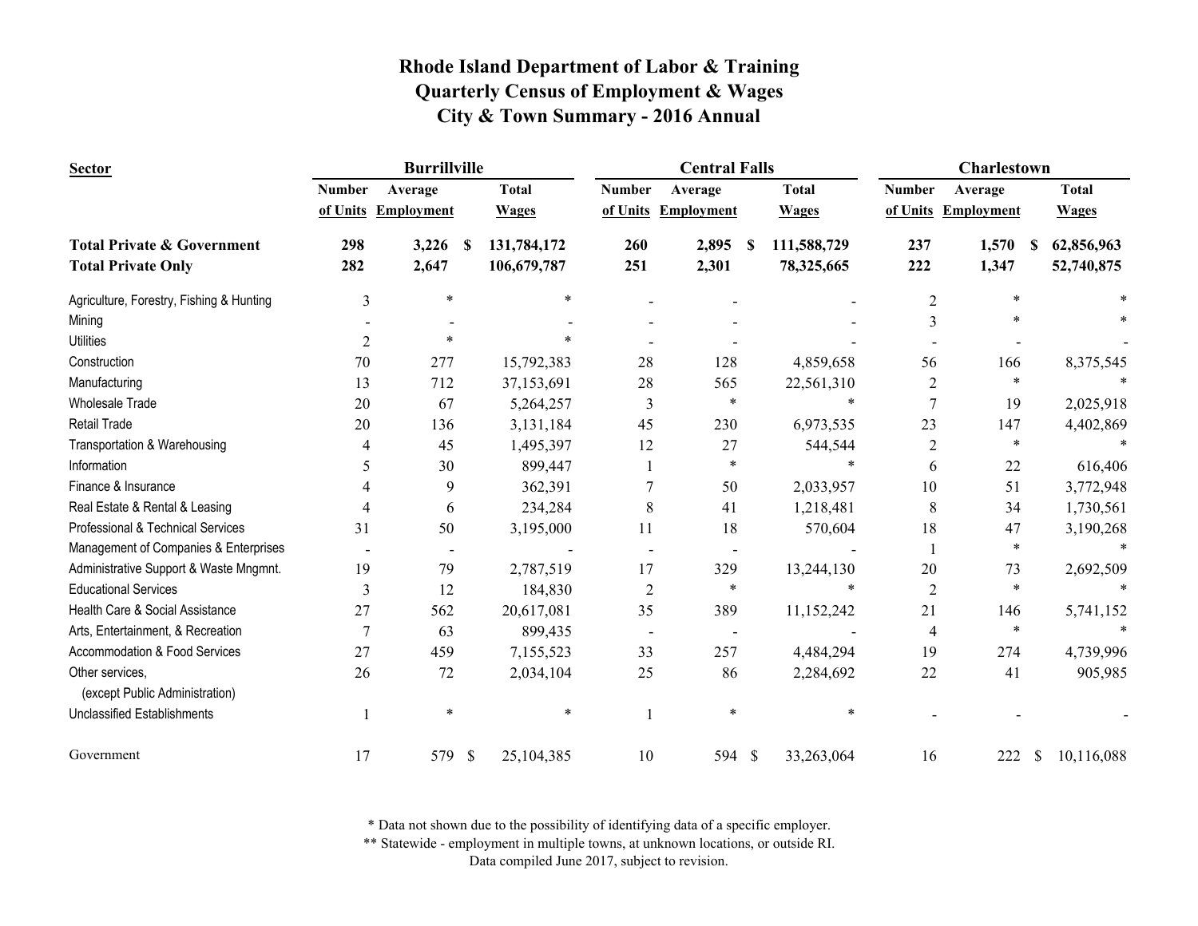# Rhode Island Department of Labor & Training
## Quarterly Census of Employment & Wages
## City & Town Summary - 2016 Annual

| Sector | Burrillville | | | Central Falls | | | Charlestown | | |
|---|---|---|---|---|---|---|---|---|---|
| | Number of Units | Average Employment | Total Wages | Number of Units | Average Employment | Total Wages | Number of Units | Average Employment | Total Wages |
| **Total Private & Government** | **298** | **3,226** | **$ 131,784,172** | **260** | **2,895** | **$ 111,588,729** | **237** | **1,570** | **$ 62,856,963** |
| **Total Private Only** | **282** | **2,647** | **106,679,787** | **251** | **2,301** | **78,325,665** | **222** | **1,347** | **52,740,875** |
| Agriculture, Forestry, Fishing & Hunting | 3 | * | * | - | - | - | 2 | * | * |
| Mining | - | - | - | - | - | - | 3 | * | * |
| Utilities | 2 | * | * | - | - | - | - | - | - |
| Construction | 70 | 277 | 15,792,383 | 28 | 128 | 4,859,658 | 56 | 166 | 8,375,545 |
| Manufacturing | 13 | 712 | 37,153,691 | 28 | 565 | 22,561,310 | 2 | * | * |
| Wholesale Trade | 20 | 67 | 5,264,257 | 3 | * | * | 7 | 19 | 2,025,918 |
| Retail Trade | 20 | 136 | 3,131,184 | 45 | 230 | 6,973,535 | 23 | 147 | 4,402,869 |
| Transportation & Warehousing | 4 | 45 | 1,495,397 | 12 | 27 | 544,544 | 2 | * | * |
| Information | 5 | 30 | 899,447 | 1 | * | * | 6 | 22 | 616,406 |
| Finance & Insurance | 4 | 9 | 362,391 | 7 | 50 | 2,033,957 | 10 | 51 | 3,772,948 |
| Real Estate & Rental & Leasing | 4 | 6 | 234,284 | 8 | 41 | 1,218,481 | 8 | 34 | 1,730,561 |
| Professional & Technical Services | 31 | 50 | 3,195,000 | 11 | 18 | 570,604 | 18 | 47 | 3,190,268 |
| Management of Companies & Enterprises | - | - | - | - | - | - | 1 | * | * |
| Administrative Support & Waste Mngmnt. | 19 | 79 | 2,787,519 | 17 | 329 | 13,244,130 | 20 | 73 | 2,692,509 |
| Educational Services | 3 | 12 | 184,830 | 2 | * | * | 2 | * | * |
| Health Care & Social Assistance | 27 | 562 | 20,617,081 | 35 | 389 | 11,152,242 | 21 | 146 | 5,741,152 |
| Arts, Entertainment, & Recreation | 7 | 63 | 899,435 | - | - | - | 4 | * | * |
| Accommodation & Food Services | 27 | 459 | 7,155,523 | 33 | 257 | 4,484,294 | 19 | 274 | 4,739,996 |
| Other services, (except Public Administration) | 26 | 72 | 2,034,104 | 25 | 86 | 2,284,692 | 22 | 41 | 905,985 |
| Unclassified Establishments | 1 | * | * | 1 | * | * | - | - | - |
| Government | 17 | 579 | $ 25,104,385 | 10 | 594 | $ 33,263,064 | 16 | 222 | $ 10,116,088 |

* Data not shown due to the possibility of identifying data of a specific employer.
** Statewide - employment in multiple towns, at unknown locations, or outside RI.
Data compiled June 2017, subject to revision.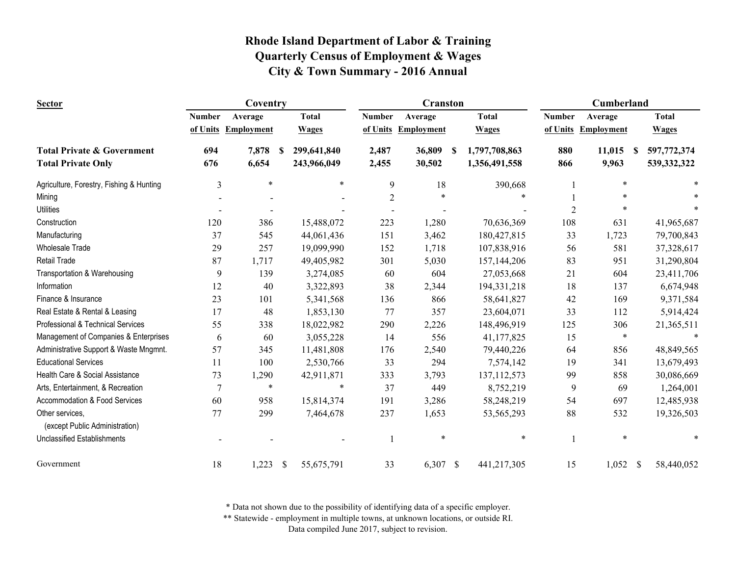# Rhode Island Department of Labor & Training
## Quarterly Census of Employment & Wages
## City & Town Summary - 2016 Annual

| Sector | Coventry | | | Cranston | | | Cumberland | | |
|---|---|---|---|---|---|---|---|---|---|
| | Number of Units | Average Employment | Total Wages | Number of Units | Average Employment | Total Wages | Number of Units | Average Employment | Total Wages |
| **Total Private & Government** | **694** | **7,878** | **$ 299,641,840** | **2,487** | **36,809** | **$ 1,797,708,863** | **880** | **11,015** | **$ 597,772,374** |
| **Total Private Only** | **676** | **6,654** | **243,966,049** | **2,455** | **30,502** | **1,356,491,558** | **866** | **9,963** | **539,332,322** |
| Agriculture, Forestry, Fishing & Hunting | 3 | * | * | 9 | 18 | 390,668 | 1 | * | * |
| Mining | - | - | - | 2 | * | * | 1 | * | * |
| Utilities | - | - | - | - | - | - | 2 | * | * |
| Construction | 120 | 386 | 15,488,072 | 223 | 1,280 | 70,636,369 | 108 | 631 | 41,965,687 |
| Manufacturing | 37 | 545 | 44,061,436 | 151 | 3,462 | 180,427,815 | 33 | 1,723 | 79,700,843 |
| Wholesale Trade | 29 | 257 | 19,099,990 | 152 | 1,718 | 107,838,916 | 56 | 581 | 37,328,617 |
| Retail Trade | 87 | 1,717 | 49,405,982 | 301 | 5,030 | 157,144,206 | 83 | 951 | 31,290,804 |
| Transportation & Warehousing | 9 | 139 | 3,274,085 | 60 | 604 | 27,053,668 | 21 | 604 | 23,411,706 |
| Information | 12 | 40 | 3,322,893 | 38 | 2,344 | 194,331,218 | 18 | 137 | 6,674,948 |
| Finance & Insurance | 23 | 101 | 5,341,568 | 136 | 866 | 58,641,827 | 42 | 169 | 9,371,584 |
| Real Estate & Rental & Leasing | 17 | 48 | 1,853,130 | 77 | 357 | 23,604,071 | 33 | 112 | 5,914,424 |
| Professional & Technical Services | 55 | 338 | 18,022,982 | 290 | 2,226 | 148,496,919 | 125 | 306 | 21,365,511 |
| Management of Companies & Enterprises | 6 | 60 | 3,055,228 | 14 | 556 | 41,177,825 | 15 | * | * |
| Administrative Support & Waste Mngmnt. | 57 | 345 | 11,481,808 | 176 | 2,540 | 79,440,226 | 64 | 856 | 48,849,565 |
| Educational Services | 11 | 100 | 2,530,766 | 33 | 294 | 7,574,142 | 19 | 341 | 13,679,493 |
| Health Care & Social Assistance | 73 | 1,290 | 42,911,871 | 333 | 3,793 | 137,112,573 | 99 | 858 | 30,086,669 |
| Arts, Entertainment, & Recreation | 7 | * | * | 37 | 449 | 8,752,219 | 9 | 69 | 1,264,001 |
| Accommodation & Food Services | 60 | 958 | 15,814,374 | 191 | 3,286 | 58,248,219 | 54 | 697 | 12,485,938 |
| Other services, (except Public Administration) | 77 | 299 | 7,464,678 | 237 | 1,653 | 53,565,293 | 88 | 532 | 19,326,503 |
| Unclassified Establishments | - | - | - | 1 | * | * | 1 | * | * |
| Government | 18 | 1,223 | $ 55,675,791 | 33 | 6,307 | $ 441,217,305 | 15 | 1,052 | $ 58,440,052 |

\* Data not shown due to the possibility of identifying data of a specific employer.

\*\* Statewide - employment in multiple towns, at unknown locations, or outside RI.

Data compiled June 2017, subject to revision.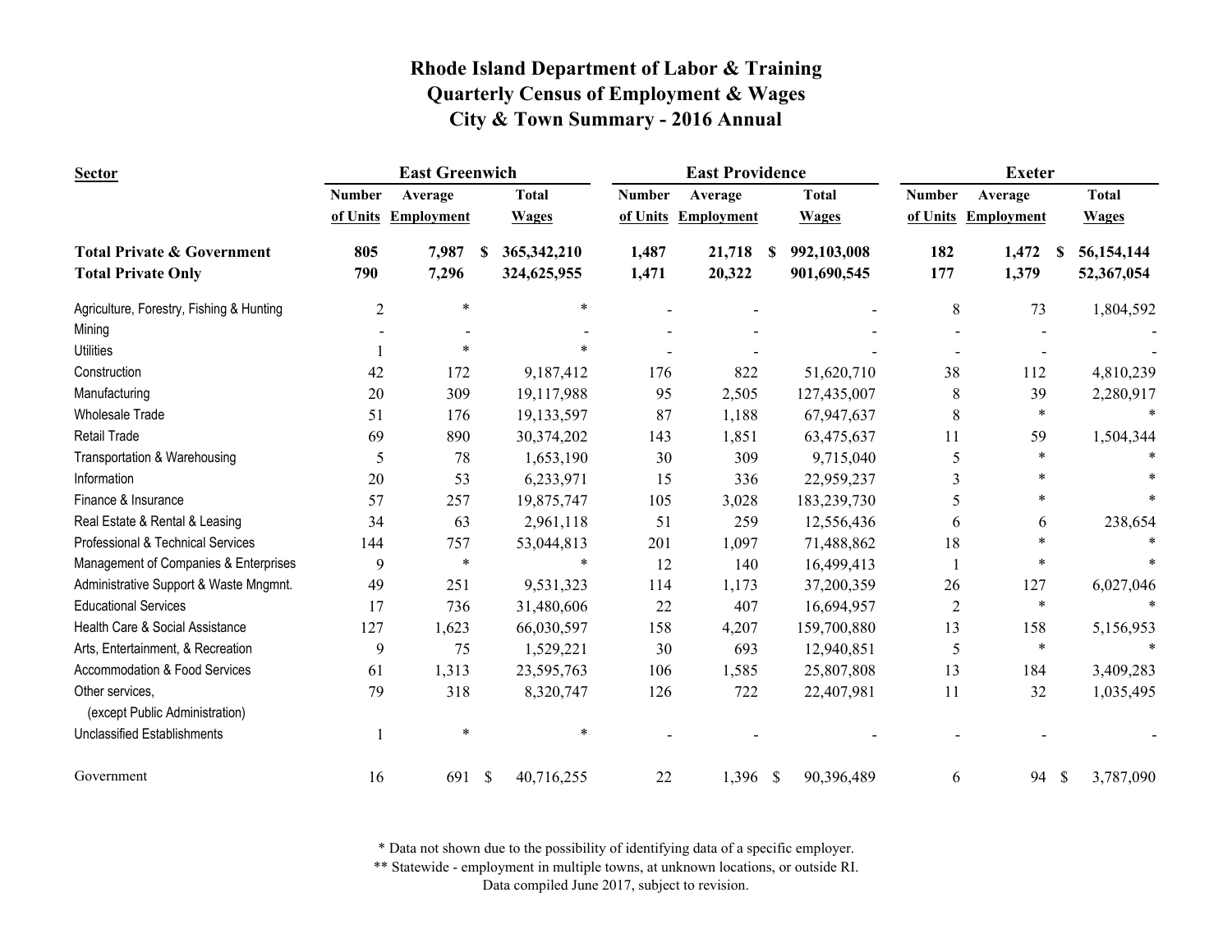# Rhode Island Department of Labor & Training
## Quarterly Census of Employment & Wages
## City & Town Summary - 2016 Annual

| Sector | East Greenwich | | | East Providence | | | Exeter | | |
|---|---|---|---|---|---|---|---|---|---|
| | Number of Units | Average Employment | Total Wages | Number of Units | Average Employment | Total Wages | Number of Units | Average Employment | Total Wages |
| **Total Private & Government** | **805** | **7,987** | **$ 365,342,210** | **1,487** | **21,718** | **$ 992,103,008** | **182** | **1,472** | **$ 56,154,144** |
| **Total Private Only** | **790** | **7,296** | **324,625,955** | **1,471** | **20,322** | **901,690,545** | **177** | **1,379** | **52,367,054** |
| Agriculture, Forestry, Fishing & Hunting | 2 | * | * | - | - | - | 8 | 73 | 1,804,592 |
| Mining | - | - | - | - | - | - | - | - | - |
| Utilities | 1 | * | * | - | - | - | - | - | - |
| Construction | 42 | 172 | 9,187,412 | 176 | 822 | 51,620,710 | 38 | 112 | 4,810,239 |
| Manufacturing | 20 | 309 | 19,117,988 | 95 | 2,505 | 127,435,007 | 8 | 39 | 2,280,917 |
| Wholesale Trade | 51 | 176 | 19,133,597 | 87 | 1,188 | 67,947,637 | 8 | * | * |
| Retail Trade | 69 | 890 | 30,374,202 | 143 | 1,851 | 63,475,637 | 11 | 59 | 1,504,344 |
| Transportation & Warehousing | 5 | 78 | 1,653,190 | 30 | 309 | 9,715,040 | 5 | * | * |
| Information | 20 | 53 | 6,233,971 | 15 | 336 | 22,959,237 | 3 | * | * |
| Finance & Insurance | 57 | 257 | 19,875,747 | 105 | 3,028 | 183,239,730 | 5 | * | * |
| Real Estate & Rental & Leasing | 34 | 63 | 2,961,118 | 51 | 259 | 12,556,436 | 6 | 6 | 238,654 |
| Professional & Technical Services | 144 | 757 | 53,044,813 | 201 | 1,097 | 71,488,862 | 18 | * | * |
| Management of Companies & Enterprises | 9 | * | * | 12 | 140 | 16,499,413 | 1 | * | * |
| Administrative Support & Waste Mngmnt. | 49 | 251 | 9,531,323 | 114 | 1,173 | 37,200,359 | 26 | 127 | 6,027,046 |
| Educational Services | 17 | 736 | 31,480,606 | 22 | 407 | 16,694,957 | 2 | * | * |
| Health Care & Social Assistance | 127 | 1,623 | 66,030,597 | 158 | 4,207 | 159,700,880 | 13 | 158 | 5,156,953 |
| Arts, Entertainment, & Recreation | 9 | 75 | 1,529,221 | 30 | 693 | 12,940,851 | 5 | * | * |
| Accommodation & Food Services | 61 | 1,313 | 23,595,763 | 106 | 1,585 | 25,807,808 | 13 | 184 | 3,409,283 |
| Other services, (except Public Administration) | 79 | 318 | 8,320,747 | 126 | 722 | 22,407,981 | 11 | 32 | 1,035,495 |
| Unclassified Establishments | 1 | * | * | - | - | - | - | - | - |
| Government | 16 | 691 | $ 40,716,255 | 22 | 1,396 | $ 90,396,489 | 6 | 94 | $ 3,787,090 |

\* Data not shown due to the possibility of identifying data of a specific employer.

\*\* Statewide - employment in multiple towns, at unknown locations, or outside RI.

Data compiled June 2017, subject to revision.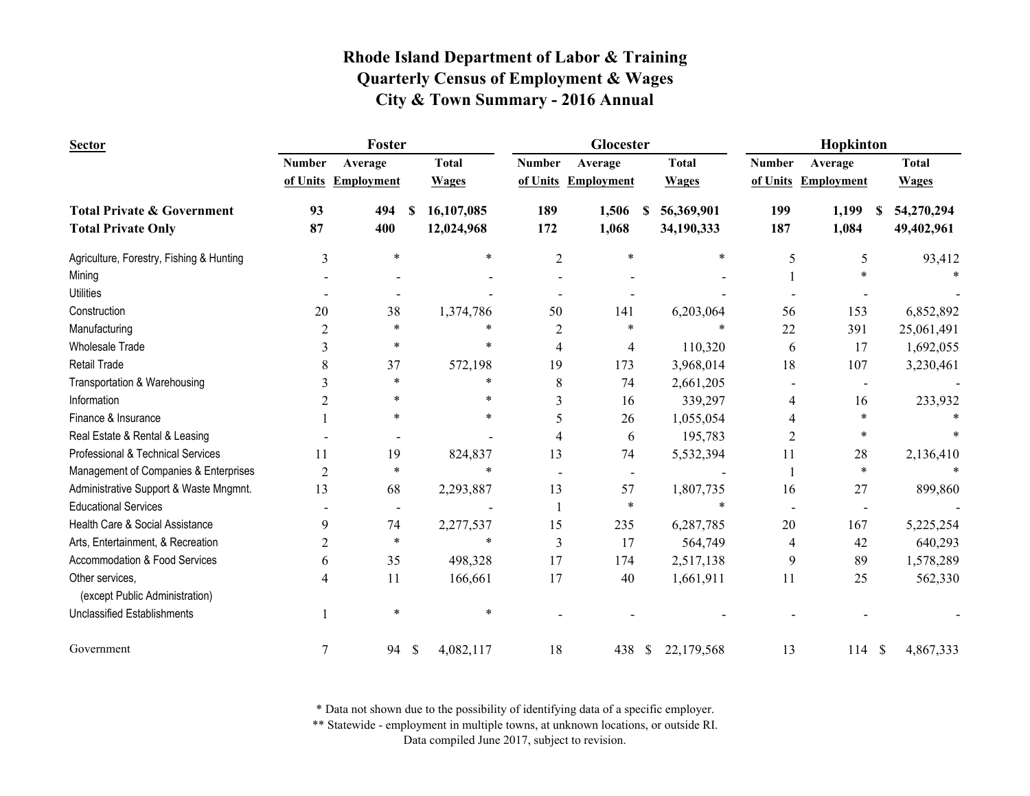# Rhode Island Department of Labor & Training
## Quarterly Census of Employment & Wages
## City & Town Summary - 2016 Annual

| Sector | Foster | | | Glocester | | | Hopkinton | | |
|---|---|---|---|---|---|---|---|---|---|
| | Number of Units | Average Employment | Total Wages | Number of Units | Average Employment | Total Wages | Number of Units | Average Employment | Total Wages |
| **Total Private & Government** | **93** | **494** | **$ 16,107,085** | **189** | **1,506** | **$ 56,369,901** | **199** | **1,199** | **$ 54,270,294** |
| **Total Private Only** | **87** | **400** | **12,024,968** | **172** | **1,068** | **34,190,333** | **187** | **1,084** | **49,402,961** |
| Agriculture, Forestry, Fishing & Hunting | 3 | * | * | 2 | * | * | 5 | 5 | 93,412 |
| Mining | - | - | - | - | - | - | 1 | * | * |
| Utilities | - | - | - | - | - | - | - | - | - |
| Construction | 20 | 38 | 1,374,786 | 50 | 141 | 6,203,064 | 56 | 153 | 6,852,892 |
| Manufacturing | 2 | * | * | 2 | * | * | 22 | 391 | 25,061,491 |
| Wholesale Trade | 3 | * | * | 4 | 4 | 110,320 | 6 | 17 | 1,692,055 |
| Retail Trade | 8 | 37 | 572,198 | 19 | 173 | 3,968,014 | 18 | 107 | 3,230,461 |
| Transportation & Warehousing | 3 | * | * | 8 | 74 | 2,661,205 | - | - | - |
| Information | 2 | * | * | 3 | 16 | 339,297 | 4 | 16 | 233,932 |
| Finance & Insurance | 1 | * | * | 5 | 26 | 1,055,054 | 4 | * | * |
| Real Estate & Rental & Leasing | - | - | - | 4 | 6 | 195,783 | 2 | * | * |
| Professional & Technical Services | 11 | 19 | 824,837 | 13 | 74 | 5,532,394 | 11 | 28 | 2,136,410 |
| Management of Companies & Enterprises | 2 | * | * | - | - | - | 1 | * | * |
| Administrative Support & Waste Mngmnt. | 13 | 68 | 2,293,887 | 13 | 57 | 1,807,735 | 16 | 27 | 899,860 |
| Educational Services | - | - | - | 1 | * | * | - | - | - |
| Health Care & Social Assistance | 9 | 74 | 2,277,537 | 15 | 235 | 6,287,785 | 20 | 167 | 5,225,254 |
| Arts, Entertainment, & Recreation | 2 | * | * | 3 | 17 | 564,749 | 4 | 42 | 640,293 |
| Accommodation & Food Services | 6 | 35 | 498,328 | 17 | 174 | 2,517,138 | 9 | 89 | 1,578,289 |
| Other services, (except Public Administration) | 4 | 11 | 166,661 | 17 | 40 | 1,661,911 | 11 | 25 | 562,330 |
| Unclassified Establishments | 1 | * | * | - | - | - | - | - | - |
| Government | 7 | 94 | $ 4,082,117 | 18 | 438 | $ 22,179,568 | 13 | 114 | $ 4,867,333 |

\* Data not shown due to the possibility of identifying data of a specific employer.

\*\* Statewide - employment in multiple towns, at unknown locations, or outside RI.

Data compiled June 2017, subject to revision.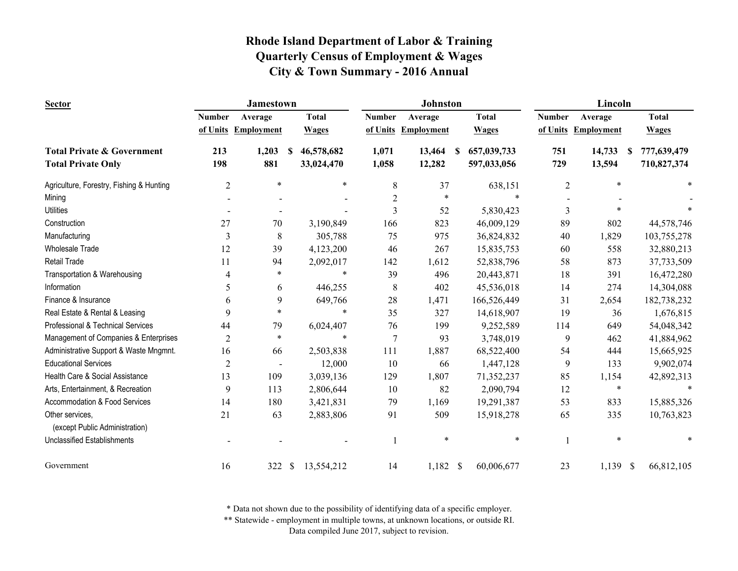# Rhode Island Department of Labor & Training
## Quarterly Census of Employment & Wages
## City & Town Summary - 2016 Annual

| Sector | Jamestown | | | Johnston | | | Lincoln | | |
|---|---|---|---|---|---|---|---|---|---|
| | Number of Units | Average Employment | Total Wages | Number of Units | Average Employment | Total Wages | Number of Units | Average Employment | Total Wages |
| **Total Private & Government** | **213** | **1,203** | **$ 46,578,682** | **1,071** | **13,464** | **$ 657,039,733** | **751** | **14,733** | **$ 777,639,479** |
| **Total Private Only** | **198** | **881** | **33,024,470** | **1,058** | **12,282** | **597,033,056** | **729** | **13,594** | **710,827,374** |
| Agriculture, Forestry, Fishing & Hunting | 2 | * | * | 8 | 37 | 638,151 | 2 | * | * |
| Mining | - | - | - | 2 | * | * | - | - | - |
| Utilities | - | - | - | 3 | 52 | 5,830,423 | 3 | * | * |
| Construction | 27 | 70 | 3,190,849 | 166 | 823 | 46,009,129 | 89 | 802 | 44,578,746 |
| Manufacturing | 3 | 8 | 305,788 | 75 | 975 | 36,824,832 | 40 | 1,829 | 103,755,278 |
| Wholesale Trade | 12 | 39 | 4,123,200 | 46 | 267 | 15,835,753 | 60 | 558 | 32,880,213 |
| Retail Trade | 11 | 94 | 2,092,017 | 142 | 1,612 | 52,838,796 | 58 | 873 | 37,733,509 |
| Transportation & Warehousing | 4 | * | * | 39 | 496 | 20,443,871 | 18 | 391 | 16,472,280 |
| Information | 5 | 6 | 446,255 | 8 | 402 | 45,536,018 | 14 | 274 | 14,304,088 |
| Finance & Insurance | 6 | 9 | 649,766 | 28 | 1,471 | 166,526,449 | 31 | 2,654 | 182,738,232 |
| Real Estate & Rental & Leasing | 9 | * | * | 35 | 327 | 14,618,907 | 19 | 36 | 1,676,815 |
| Professional & Technical Services | 44 | 79 | 6,024,407 | 76 | 199 | 9,252,589 | 114 | 649 | 54,048,342 |
| Management of Companies & Enterprises | 2 | * | * | 7 | 93 | 3,748,019 | 9 | 462 | 41,884,962 |
| Administrative Support & Waste Mngmnt. | 16 | 66 | 2,503,838 | 111 | 1,887 | 68,522,400 | 54 | 444 | 15,665,925 |
| Educational Services | 2 | - | 12,000 | 10 | 66 | 1,447,128 | 9 | 133 | 9,902,074 |
| Health Care & Social Assistance | 13 | 109 | 3,039,136 | 129 | 1,807 | 71,352,237 | 85 | 1,154 | 42,892,313 |
| Arts, Entertainment, & Recreation | 9 | 113 | 2,806,644 | 10 | 82 | 2,090,794 | 12 | * | * |
| Accommodation & Food Services | 14 | 180 | 3,421,831 | 79 | 1,169 | 19,291,387 | 53 | 833 | 15,885,326 |
| Other services, (except Public Administration) | 21 | 63 | 2,883,806 | 91 | 509 | 15,918,278 | 65 | 335 | 10,763,823 |
| Unclassified Establishments | - | - | - | 1 | * | * | 1 | * | * |
| Government | 16 | 322 | $ 13,554,212 | 14 | 1,182 | $ 60,006,677 | 23 | 1,139 | $ 66,812,105 |

\* Data not shown due to the possibility of identifying data of a specific employer.

\*\* Statewide - employment in multiple towns, at unknown locations, or outside RI.

Data compiled June 2017, subject to revision.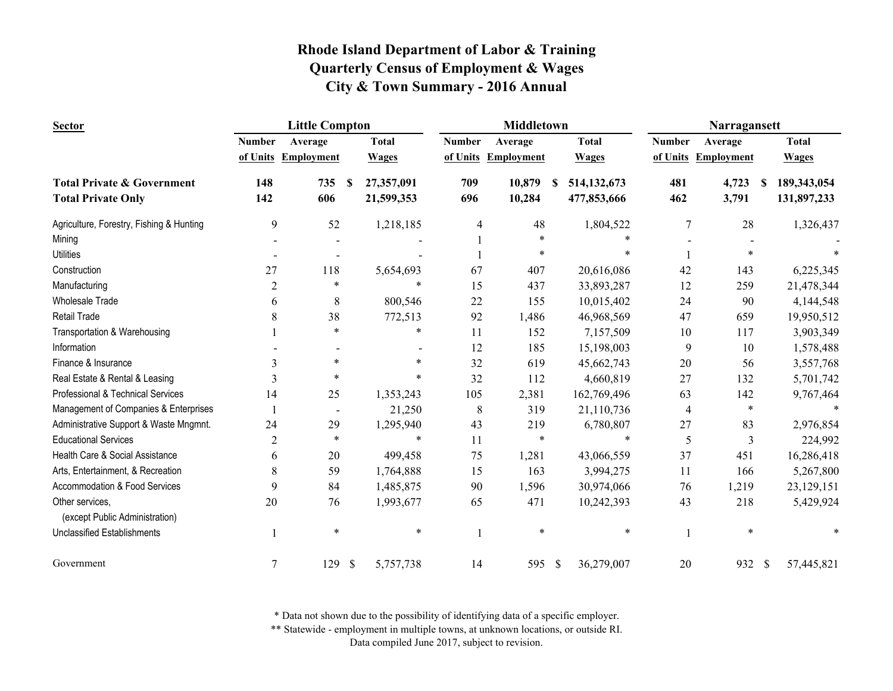# Rhode Island Department of Labor & Training
# Quarterly Census of Employment & Wages
# City & Town Summary - 2016 Annual

| Sector | Little Compton | | | Middletown | | | Narragansett | | |
|---|---|---|---|---|---|---|---|---|---|
| | Number of Units | Average Employment | Total Wages | Number of Units | Average Employment | Total Wages | Number of Units | Average Employment | Total Wages |
| **Total Private & Government** | **148** | **735** | **$ 27,357,091** | **709** | **10,879** | **$ 514,132,673** | **481** | **4,723** | **$ 189,343,054** |
| **Total Private Only** | **142** | **606** | **21,599,353** | **696** | **10,284** | **477,853,666** | **462** | **3,791** | **131,897,233** |
| Agriculture, Forestry, Fishing & Hunting | 9 | 52 | 1,218,185 | 4 | 48 | 1,804,522 | 7 | 28 | 1,326,437 |
| Mining | - | - | - | 1 | * | * | - | - | - |
| Utilities | - | - | - | 1 | * | * | 1 | * | * |
| Construction | 27 | 118 | 5,654,693 | 67 | 407 | 20,616,086 | 42 | 143 | 6,225,345 |
| Manufacturing | 2 | * | * | 15 | 437 | 33,893,287 | 12 | 259 | 21,478,344 |
| Wholesale Trade | 6 | 8 | 800,546 | 22 | 155 | 10,015,402 | 24 | 90 | 4,144,548 |
| Retail Trade | 8 | 38 | 772,513 | 92 | 1,486 | 46,968,569 | 47 | 659 | 19,950,512 |
| Transportation & Warehousing | 1 | * | * | 11 | 152 | 7,157,509 | 10 | 117 | 3,903,349 |
| Information | - | - | - | 12 | 185 | 15,198,003 | 9 | 10 | 1,578,488 |
| Finance & Insurance | 3 | * | * | 32 | 619 | 45,662,743 | 20 | 56 | 3,557,768 |
| Real Estate & Rental & Leasing | 3 | * | * | 32 | 112 | 4,660,819 | 27 | 132 | 5,701,742 |
| Professional & Technical Services | 14 | 25 | 1,353,243 | 105 | 2,381 | 162,769,496 | 63 | 142 | 9,767,464 |
| Management of Companies & Enterprises | 1 | - | 21,250 | 8 | 319 | 21,110,736 | 4 | * | * |
| Administrative Support & Waste Mngmnt. | 24 | 29 | 1,295,940 | 43 | 219 | 6,780,807 | 27 | 83 | 2,976,854 |
| Educational Services | 2 | * | * | 11 | * | * | 5 | 3 | 224,992 |
| Health Care & Social Assistance | 6 | 20 | 499,458 | 75 | 1,281 | 43,066,559 | 37 | 451 | 16,286,418 |
| Arts, Entertainment, & Recreation | 8 | 59 | 1,764,888 | 15 | 163 | 3,994,275 | 11 | 166 | 5,267,800 |
| Accommodation & Food Services | 9 | 84 | 1,485,875 | 90 | 1,596 | 30,974,066 | 76 | 1,219 | 23,129,151 |
| Other services, (except Public Administration) | 20 | 76 | 1,993,677 | 65 | 471 | 10,242,393 | 43 | 218 | 5,429,924 |
| Unclassified Establishments | 1 | * | * | 1 | * | * | 1 | * | * |
| Government | 7 | 129 | $ 5,757,738 | 14 | 595 | $ 36,279,007 | 20 | 932 | $ 57,445,821 |

\* Data not shown due to the possibility of identifying data of a specific employer.

\*\* Statewide - employment in multiple towns, at unknown locations, or outside RI.

Data compiled June 2017, subject to revision.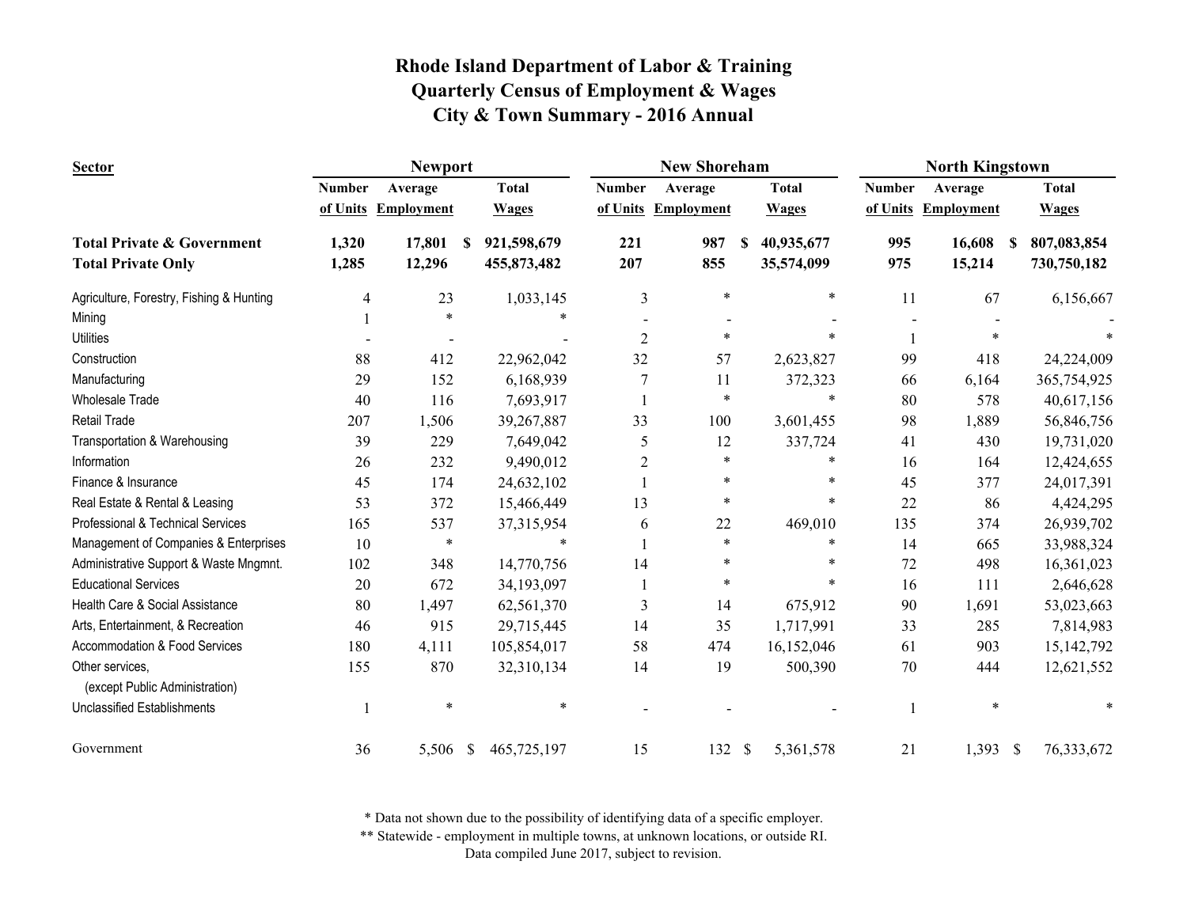# Rhode Island Department of Labor & Training
# Quarterly Census of Employment & Wages
# City & Town Summary - 2016 Annual

| Sector | Newport | | | New Shoreham | | | North Kingstown | | |
|---|---|---|---|---|---|---|---|---|---|
| | Number of Units | Average Employment | Total Wages | Number of Units | Average Employment | Total Wages | Number of Units | Average Employment | Total Wages |
| **Total Private & Government** | **1,320** | **17,801** | **$ 921,598,679** | **221** | **987** | **$ 40,935,677** | **995** | **16,608** | **$ 807,083,854** |
| **Total Private Only** | **1,285** | **12,296** | **455,873,482** | **207** | **855** | **35,574,099** | **975** | **15,214** | **730,750,182** |
| Agriculture, Forestry, Fishing & Hunting | 4 | 23 | 1,033,145 | 3 | * | * | 11 | 67 | 6,156,667 |
| Mining | 1 | * | * | - | - | - | - | - | - |
| Utilities | - | - | - | 2 | * | * | 1 | * | * |
| Construction | 88 | 412 | 22,962,042 | 32 | 57 | 2,623,827 | 99 | 418 | 24,224,009 |
| Manufacturing | 29 | 152 | 6,168,939 | 7 | 11 | 372,323 | 66 | 6,164 | 365,754,925 |
| Wholesale Trade | 40 | 116 | 7,693,917 | 1 | * | * | 80 | 578 | 40,617,156 |
| Retail Trade | 207 | 1,506 | 39,267,887 | 33 | 100 | 3,601,455 | 98 | 1,889 | 56,846,756 |
| Transportation & Warehousing | 39 | 229 | 7,649,042 | 5 | 12 | 337,724 | 41 | 430 | 19,731,020 |
| Information | 26 | 232 | 9,490,012 | 2 | * | * | 16 | 164 | 12,424,655 |
| Finance & Insurance | 45 | 174 | 24,632,102 | 1 | * | * | 45 | 377 | 24,017,391 |
| Real Estate & Rental & Leasing | 53 | 372 | 15,466,449 | 13 | * | * | 22 | 86 | 4,424,295 |
| Professional & Technical Services | 165 | 537 | 37,315,954 | 6 | 22 | 469,010 | 135 | 374 | 26,939,702 |
| Management of Companies & Enterprises | 10 | * | * | 1 | * | * | 14 | 665 | 33,988,324 |
| Administrative Support & Waste Mngmnt. | 102 | 348 | 14,770,756 | 14 | * | * | 72 | 498 | 16,361,023 |
| Educational Services | 20 | 672 | 34,193,097 | 1 | * | * | 16 | 111 | 2,646,628 |
| Health Care & Social Assistance | 80 | 1,497 | 62,561,370 | 3 | 14 | 675,912 | 90 | 1,691 | 53,023,663 |
| Arts, Entertainment, & Recreation | 46 | 915 | 29,715,445 | 14 | 35 | 1,717,991 | 33 | 285 | 7,814,983 |
| Accommodation & Food Services | 180 | 4,111 | 105,854,017 | 58 | 474 | 16,152,046 | 61 | 903 | 15,142,792 |
| Other services, (except Public Administration) | 155 | 870 | 32,310,134 | 14 | 19 | 500,390 | 70 | 444 | 12,621,552 |
| Unclassified Establishments | 1 | * | * | - | - | - | 1 | * | * |
| Government | 36 | 5,506 | $ 465,725,197 | 15 | 132 | $ 5,361,578 | 21 | 1,393 | $ 76,333,672 |

\* Data not shown due to the possibility of identifying data of a specific employer.

\*\* Statewide - employment in multiple towns, at unknown locations, or outside RI.

Data compiled June 2017, subject to revision.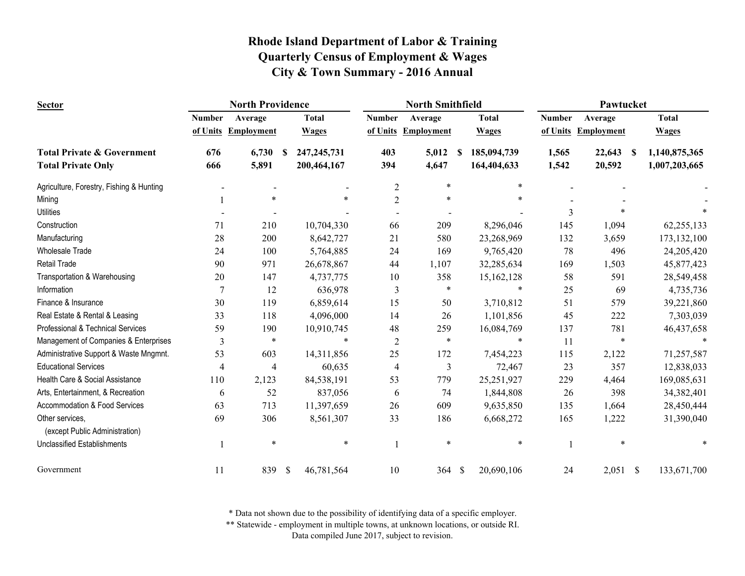# Rhode Island Department of Labor & Training
## Quarterly Census of Employment & Wages
## City & Town Summary - 2016 Annual

| Sector | North Providence | | | North Smithfield | | | Pawtucket | | |
|---|---|---|---|---|---|---|---|---|---|
| | Number of Units | Average Employment | Total Wages | Number of Units | Average Employment | Total Wages | Number of Units | Average Employment | Total Wages |
| **Total Private & Government** | **676** | **6,730** | **$ 247,245,731** | **403** | **5,012** | **$ 185,094,739** | **1,565** | **22,643** | **$ 1,140,875,365** |
| **Total Private Only** | **666** | **5,891** | **200,464,167** | **394** | **4,647** | **164,404,633** | **1,542** | **20,592** | **1,007,203,665** |
| Agriculture, Forestry, Fishing & Hunting | - | - | - | 2 | * | * | - | - | - |
| Mining | 1 | * | * | 2 | * | * | - | - | - |
| Utilities | - | - | - | - | - | - | 3 | * | * |
| Construction | 71 | 210 | 10,704,330 | 66 | 209 | 8,296,046 | 145 | 1,094 | 62,255,133 |
| Manufacturing | 28 | 200 | 8,642,727 | 21 | 580 | 23,268,969 | 132 | 3,659 | 173,132,100 |
| Wholesale Trade | 24 | 100 | 5,764,885 | 24 | 169 | 9,765,420 | 78 | 496 | 24,205,420 |
| Retail Trade | 90 | 971 | 26,678,867 | 44 | 1,107 | 32,285,634 | 169 | 1,503 | 45,877,423 |
| Transportation & Warehousing | 20 | 147 | 4,737,775 | 10 | 358 | 15,162,128 | 58 | 591 | 28,549,458 |
| Information | 7 | 12 | 636,978 | 3 | * | * | 25 | 69 | 4,735,736 |
| Finance & Insurance | 30 | 119 | 6,859,614 | 15 | 50 | 3,710,812 | 51 | 579 | 39,221,860 |
| Real Estate & Rental & Leasing | 33 | 118 | 4,096,000 | 14 | 26 | 1,101,856 | 45 | 222 | 7,303,039 |
| Professional & Technical Services | 59 | 190 | 10,910,745 | 48 | 259 | 16,084,769 | 137 | 781 | 46,437,658 |
| Management of Companies & Enterprises | 3 | * | * | 2 | * | * | 11 | * | * |
| Administrative Support & Waste Mngmnt. | 53 | 603 | 14,311,856 | 25 | 172 | 7,454,223 | 115 | 2,122 | 71,257,587 |
| Educational Services | 4 | 4 | 60,635 | 4 | 3 | 72,467 | 23 | 357 | 12,838,033 |
| Health Care & Social Assistance | 110 | 2,123 | 84,538,191 | 53 | 779 | 25,251,927 | 229 | 4,464 | 169,085,631 |
| Arts, Entertainment, & Recreation | 6 | 52 | 837,056 | 6 | 74 | 1,844,808 | 26 | 398 | 34,382,401 |
| Accommodation & Food Services | 63 | 713 | 11,397,659 | 26 | 609 | 9,635,850 | 135 | 1,664 | 28,450,444 |
| Other services, (except Public Administration) | 69 | 306 | 8,561,307 | 33 | 186 | 6,668,272 | 165 | 1,222 | 31,390,040 |
| Unclassified Establishments | 1 | * | * | 1 | * | * | 1 | * | * |
| Government | 11 | 839 | $ 46,781,564 | 10 | 364 | $ 20,690,106 | 24 | 2,051 | $ 133,671,700 |

\* Data not shown due to the possibility of identifying data of a specific employer.

\** Statewide - employment in multiple towns, at unknown locations, or outside RI.

Data compiled June 2017, subject to revision.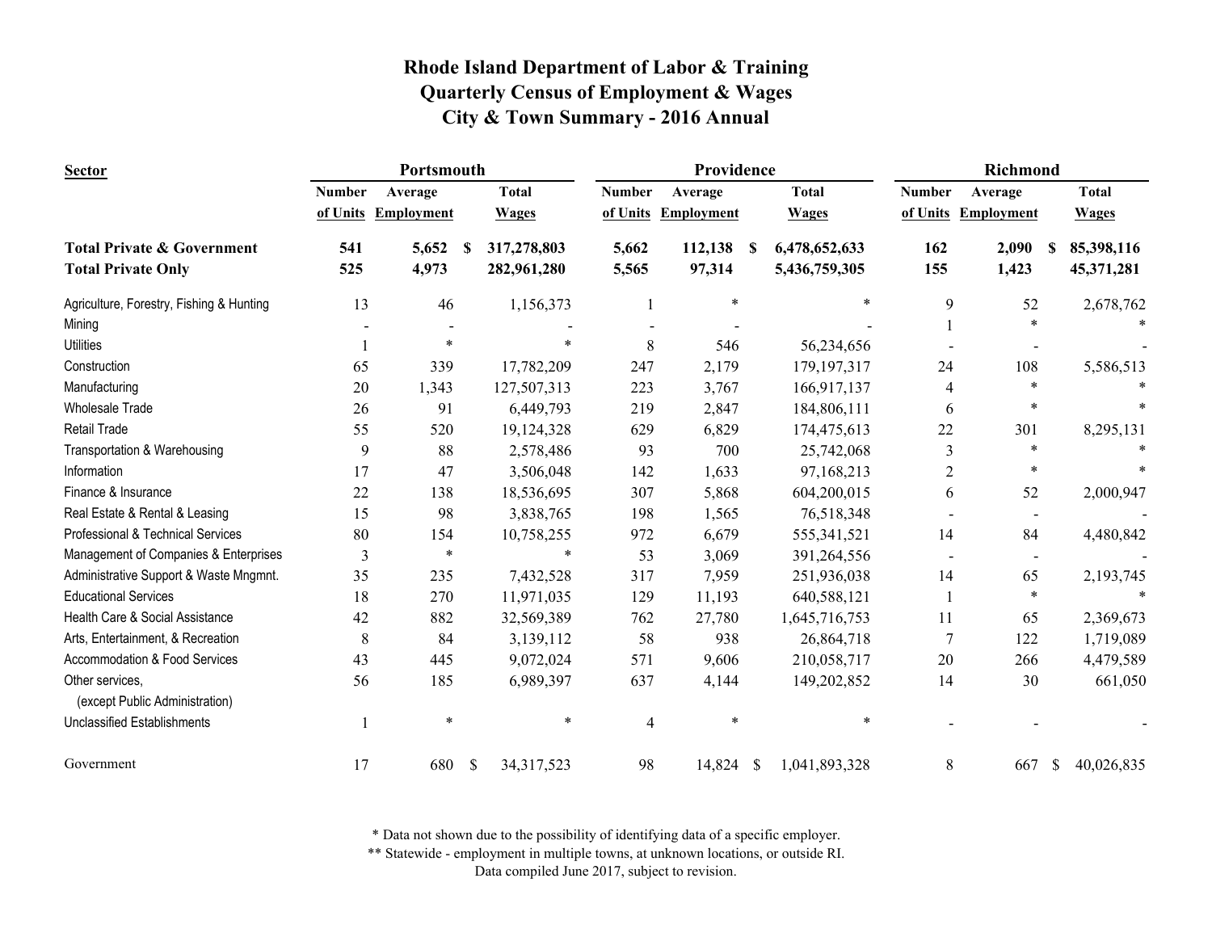# Rhode Island Department of Labor & Training
## Quarterly Census of Employment & Wages
## City & Town Summary - 2016 Annual

| Sector | Portsmouth | | | Providence | | | Richmond | | |
|---|---|---|---|---|---|---|---|---|---|
| | Number of Units | Average Employment | Total Wages | Number of Units | Average Employment | Total Wages | Number of Units | Average Employment | Total Wages |
| **Total Private & Government** | **541** | **5,652** | **$ 317,278,803** | **5,662** | **112,138** | **$ 6,478,652,633** | **162** | **2,090** | **$ 85,398,116** |
| **Total Private Only** | **525** | **4,973** | **282,961,280** | **5,565** | **97,314** | **5,436,759,305** | **155** | **1,423** | **45,371,281** |
| Agriculture, Forestry, Fishing & Hunting | 13 | 46 | 1,156,373 | 1 | * | * | 9 | 52 | 2,678,762 |
| Mining | - | - | - | - | - | - | 1 | * | * |
| Utilities | 1 | * | * | 8 | 546 | 56,234,656 | - | - | - |
| Construction | 65 | 339 | 17,782,209 | 247 | 2,179 | 179,197,317 | 24 | 108 | 5,586,513 |
| Manufacturing | 20 | 1,343 | 127,507,313 | 223 | 3,767 | 166,917,137 | 4 | * | * |
| Wholesale Trade | 26 | 91 | 6,449,793 | 219 | 2,847 | 184,806,111 | 6 | * | * |
| Retail Trade | 55 | 520 | 19,124,328 | 629 | 6,829 | 174,475,613 | 22 | 301 | 8,295,131 |
| Transportation & Warehousing | 9 | 88 | 2,578,486 | 93 | 700 | 25,742,068 | 3 | * | * |
| Information | 17 | 47 | 3,506,048 | 142 | 1,633 | 97,168,213 | 2 | * | * |
| Finance & Insurance | 22 | 138 | 18,536,695 | 307 | 5,868 | 604,200,015 | 6 | 52 | 2,000,947 |
| Real Estate & Rental & Leasing | 15 | 98 | 3,838,765 | 198 | 1,565 | 76,518,348 | - | - | - |
| Professional & Technical Services | 80 | 154 | 10,758,255 | 972 | 6,679 | 555,341,521 | 14 | 84 | 4,480,842 |
| Management of Companies & Enterprises | 3 | * | * | 53 | 3,069 | 391,264,556 | - | - | - |
| Administrative Support & Waste Mngmnt. | 35 | 235 | 7,432,528 | 317 | 7,959 | 251,936,038 | 14 | 65 | 2,193,745 |
| Educational Services | 18 | 270 | 11,971,035 | 129 | 11,193 | 640,588,121 | 1 | * | * |
| Health Care & Social Assistance | 42 | 882 | 32,569,389 | 762 | 27,780 | 1,645,716,753 | 11 | 65 | 2,369,673 |
| Arts, Entertainment, & Recreation | 8 | 84 | 3,139,112 | 58 | 938 | 26,864,718 | 7 | 122 | 1,719,089 |
| Accommodation & Food Services | 43 | 445 | 9,072,024 | 571 | 9,606 | 210,058,717 | 20 | 266 | 4,479,589 |
| Other services, (except Public Administration) | 56 | 185 | 6,989,397 | 637 | 4,144 | 149,202,852 | 14 | 30 | 661,050 |
| Unclassified Establishments | 1 | * | * | 4 | * | * | - | - | - |
| Government | 17 | 680 | $ 34,317,523 | 98 | 14,824 | $ 1,041,893,328 | 8 | 667 | $ 40,026,835 |

\* Data not shown due to the possibility of identifying data of a specific employer.

\*\* Statewide - employment in multiple towns, at unknown locations, or outside RI.

Data compiled June 2017, subject to revision.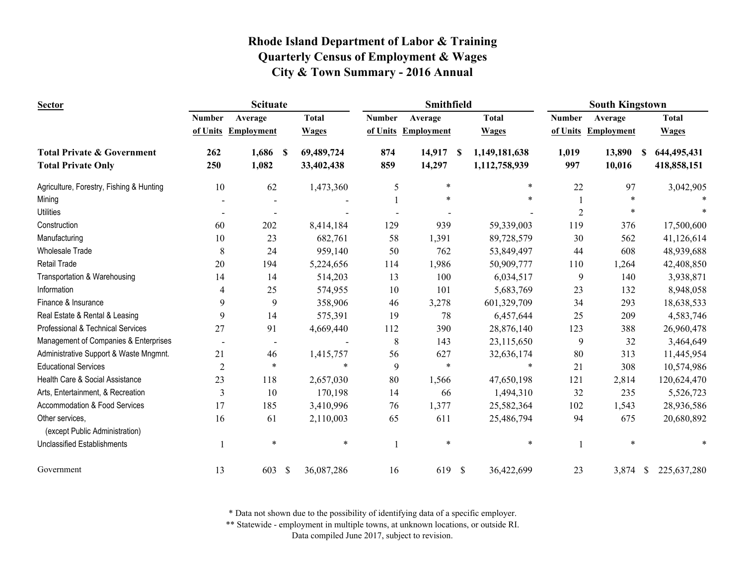# Rhode Island Department of Labor & Training
## Quarterly Census of Employment & Wages
## City & Town Summary - 2016 Annual

| Sector | Scituate | | | Smithfield | | | South Kingstown | | |
|---|---|---|---|---|---|---|---|---|---|
| | Number of Units | Average Employment | Total Wages | Number of Units | Average Employment | Total Wages | Number of Units | Average Employment | Total Wages |
| **Total Private & Government** | **262** | **1,686** | **$ 69,489,724** | **874** | **14,917** | **$ 1,149,181,638** | **1,019** | **13,890** | **$ 644,495,431** |
| **Total Private Only** | **250** | **1,082** | **33,402,438** | **859** | **14,297** | **1,112,758,939** | **997** | **10,016** | **418,858,151** |
| Agriculture, Forestry, Fishing & Hunting | 10 | 62 | 1,473,360 | 5 | * | * | 22 | 97 | 3,042,905 |
| Mining | - | - | - | 1 | * | * | 1 | * | * |
| Utilities | - | - | - | - | - | - | 2 | * | * |
| Construction | 60 | 202 | 8,414,184 | 129 | 939 | 59,339,003 | 119 | 376 | 17,500,600 |
| Manufacturing | 10 | 23 | 682,761 | 58 | 1,391 | 89,728,579 | 30 | 562 | 41,126,614 |
| Wholesale Trade | 8 | 24 | 959,140 | 50 | 762 | 53,849,497 | 44 | 608 | 48,939,688 |
| Retail Trade | 20 | 194 | 5,224,656 | 114 | 1,986 | 50,909,777 | 110 | 1,264 | 42,408,850 |
| Transportation & Warehousing | 14 | 14 | 514,203 | 13 | 100 | 6,034,517 | 9 | 140 | 3,938,871 |
| Information | 4 | 25 | 574,955 | 10 | 101 | 5,683,769 | 23 | 132 | 8,948,058 |
| Finance & Insurance | 9 | 9 | 358,906 | 46 | 3,278 | 601,329,709 | 34 | 293 | 18,638,533 |
| Real Estate & Rental & Leasing | 9 | 14 | 575,391 | 19 | 78 | 6,457,644 | 25 | 209 | 4,583,746 |
| Professional & Technical Services | 27 | 91 | 4,669,440 | 112 | 390 | 28,876,140 | 123 | 388 | 26,960,478 |
| Management of Companies & Enterprises | - | - | - | 8 | 143 | 23,115,650 | 9 | 32 | 3,464,649 |
| Administrative Support & Waste Mngmnt. | 21 | 46 | 1,415,757 | 56 | 627 | 32,636,174 | 80 | 313 | 11,445,954 |
| Educational Services | 2 | * | * | 9 | * | * | 21 | 308 | 10,574,986 |
| Health Care & Social Assistance | 23 | 118 | 2,657,030 | 80 | 1,566 | 47,650,198 | 121 | 2,814 | 120,624,470 |
| Arts, Entertainment, & Recreation | 3 | 10 | 170,198 | 14 | 66 | 1,494,310 | 32 | 235 | 5,526,723 |
| Accommodation & Food Services | 17 | 185 | 3,410,996 | 76 | 1,377 | 25,582,364 | 102 | 1,543 | 28,936,586 |
| Other services, (except Public Administration) | 16 | 61 | 2,110,003 | 65 | 611 | 25,486,794 | 94 | 675 | 20,680,892 |
| Unclassified Establishments | 1 | * | * | 1 | * | * | 1 | * | * |
| Government | 13 | 603 | $ 36,087,286 | 16 | 619 | $ 36,422,699 | 23 | 3,874 | $ 225,637,280 |

* Data not shown due to the possibility of identifying data of a specific employer.

** Statewide - employment in multiple towns, at unknown locations, or outside RI.

Data compiled June 2017, subject to revision.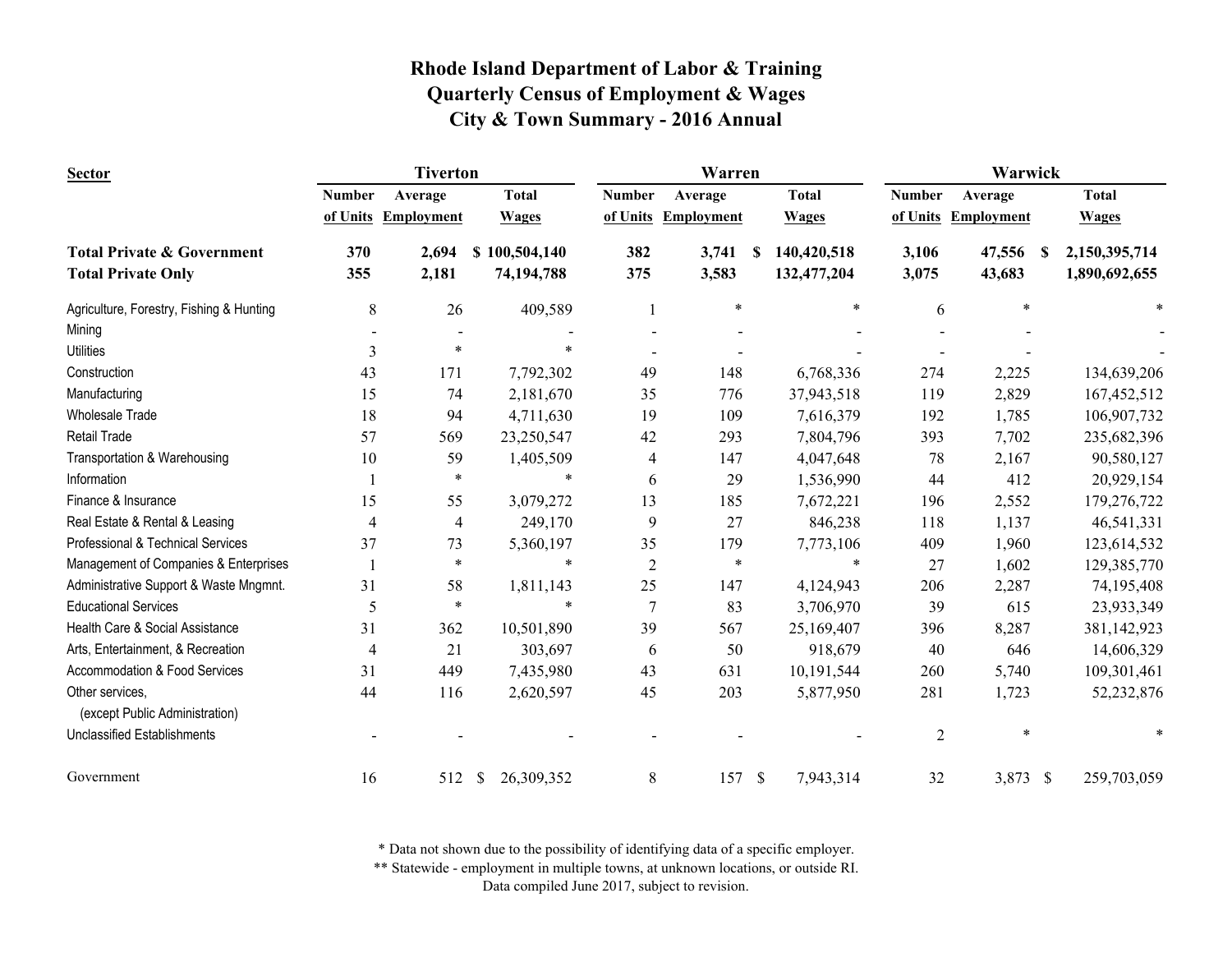# Rhode Island Department of Labor & Training
## Quarterly Census of Employment & Wages
## City & Town Summary - 2016 Annual

| Sector | Tiverton | | | Warren | | | Warwick | | |
|---|---|---|---|---|---|---|---|---|---|
| | Number of Units | Average Employment | Total Wages | Number of Units | Average Employment | Total Wages | Number of Units | Average Employment | Total Wages |
| **Total Private & Government** | **370** | **2,694** | **$ 100,504,140** | **382** | **3,741** | **$ 140,420,518** | **3,106** | **47,556** | **$ 2,150,395,714** |
| **Total Private Only** | **355** | **2,181** | **74,194,788** | **375** | **3,583** | **132,477,204** | **3,075** | **43,683** | **1,890,692,655** |
| Agriculture, Forestry, Fishing & Hunting | 8 | 26 | 409,589 | 1 | * | * | 6 | * | * |
| Mining | - | - | - | - | - | - | - | - | - |
| Utilities | 3 | * | * | - | - | - | - | - | - |
| Construction | 43 | 171 | 7,792,302 | 49 | 148 | 6,768,336 | 274 | 2,225 | 134,639,206 |
| Manufacturing | 15 | 74 | 2,181,670 | 35 | 776 | 37,943,518 | 119 | 2,829 | 167,452,512 |
| Wholesale Trade | 18 | 94 | 4,711,630 | 19 | 109 | 7,616,379 | 192 | 1,785 | 106,907,732 |
| Retail Trade | 57 | 569 | 23,250,547 | 42 | 293 | 7,804,796 | 393 | 7,702 | 235,682,396 |
| Transportation & Warehousing | 10 | 59 | 1,405,509 | 4 | 147 | 4,047,648 | 78 | 2,167 | 90,580,127 |
| Information | 1 | * | * | 6 | 29 | 1,536,990 | 44 | 412 | 20,929,154 |
| Finance & Insurance | 15 | 55 | 3,079,272 | 13 | 185 | 7,672,221 | 196 | 2,552 | 179,276,722 |
| Real Estate & Rental & Leasing | 4 | 4 | 249,170 | 9 | 27 | 846,238 | 118 | 1,137 | 46,541,331 |
| Professional & Technical Services | 37 | 73 | 5,360,197 | 35 | 179 | 7,773,106 | 409 | 1,960 | 123,614,532 |
| Management of Companies & Enterprises | 1 | * | * | 2 | * | * | 27 | 1,602 | 129,385,770 |
| Administrative Support & Waste Mngmnt. | 31 | 58 | 1,811,143 | 25 | 147 | 4,124,943 | 206 | 2,287 | 74,195,408 |
| Educational Services | 5 | * | * | 7 | 83 | 3,706,970 | 39 | 615 | 23,933,349 |
| Health Care & Social Assistance | 31 | 362 | 10,501,890 | 39 | 567 | 25,169,407 | 396 | 8,287 | 381,142,923 |
| Arts, Entertainment, & Recreation | 4 | 21 | 303,697 | 6 | 50 | 918,679 | 40 | 646 | 14,606,329 |
| Accommodation & Food Services | 31 | 449 | 7,435,980 | 43 | 631 | 10,191,544 | 260 | 5,740 | 109,301,461 |
| Other services, (except Public Administration) | 44 | 116 | 2,620,597 | 45 | 203 | 5,877,950 | 281 | 1,723 | 52,232,876 |
| Unclassified Establishments | - | - | - | - | - | - | 2 | * | * |
| Government | 16 | 512 | $ 26,309,352 | 8 | 157 | $ 7,943,314 | 32 | 3,873 | $ 259,703,059 |

\* Data not shown due to the possibility of identifying data of a specific employer.

\*\* Statewide - employment in multiple towns, at unknown locations, or outside RI.

Data compiled June 2017, subject to revision.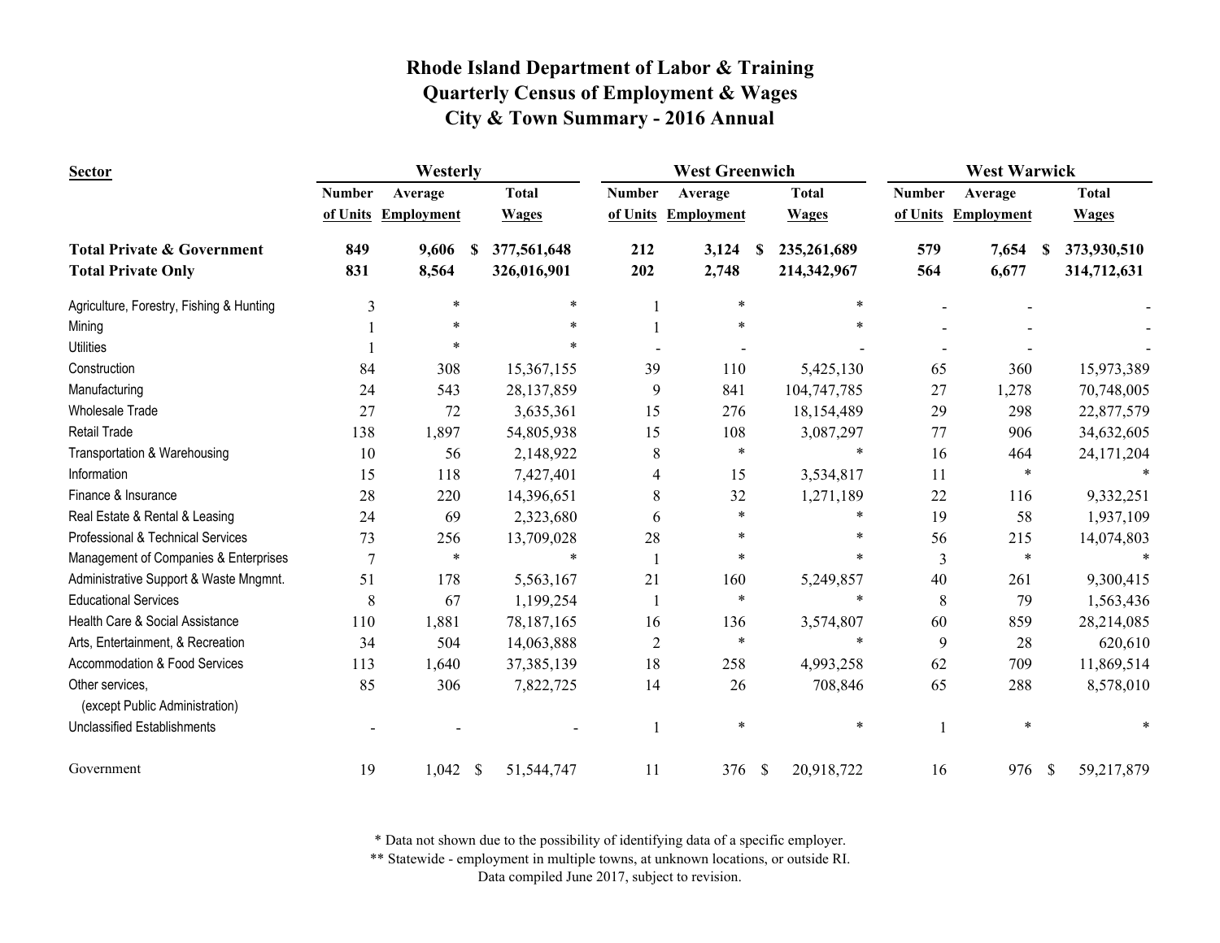# Rhode Island Department of Labor & Training
# Quarterly Census of Employment & Wages
# City & Town Summary - 2016 Annual

| Sector | Westerly | | | West Greenwich | | | West Warwick | | |
|---|---|---|---|---|---|---|---|---|---|
| | Number of Units | Average Employment | Total Wages | Number of Units | Average Employment | Total Wages | Number of Units | Average Employment | Total Wages |
| **Total Private & Government** | **849** | **9,606** | **$ 377,561,648** | **212** | **3,124** | **$ 235,261,689** | **579** | **7,654** | **$ 373,930,510** |
| **Total Private Only** | **831** | **8,564** | **326,016,901** | **202** | **2,748** | **214,342,967** | **564** | **6,677** | **314,712,631** |
| Agriculture, Forestry, Fishing & Hunting | 3 | * | * | 1 | * | * | - | - | - |
| Mining | 1 | * | * | 1 | * | * | - | - | - |
| Utilities | 1 | * | * | - | - | - | - | - | - |
| Construction | 84 | 308 | 15,367,155 | 39 | 110 | 5,425,130 | 65 | 360 | 15,973,389 |
| Manufacturing | 24 | 543 | 28,137,859 | 9 | 841 | 104,747,785 | 27 | 1,278 | 70,748,005 |
| Wholesale Trade | 27 | 72 | 3,635,361 | 15 | 276 | 18,154,489 | 29 | 298 | 22,877,579 |
| Retail Trade | 138 | 1,897 | 54,805,938 | 15 | 108 | 3,087,297 | 77 | 906 | 34,632,605 |
| Transportation & Warehousing | 10 | 56 | 2,148,922 | 8 | * | * | 16 | 464 | 24,171,204 |
| Information | 15 | 118 | 7,427,401 | 4 | 15 | 3,534,817 | 11 | * | * |
| Finance & Insurance | 28 | 220 | 14,396,651 | 8 | 32 | 1,271,189 | 22 | 116 | 9,332,251 |
| Real Estate & Rental & Leasing | 24 | 69 | 2,323,680 | 6 | * | * | 19 | 58 | 1,937,109 |
| Professional & Technical Services | 73 | 256 | 13,709,028 | 28 | * | * | 56 | 215 | 14,074,803 |
| Management of Companies & Enterprises | 7 | * | * | 1 | * | * | 3 | * | * |
| Administrative Support & Waste Mngmnt. | 51 | 178 | 5,563,167 | 21 | 160 | 5,249,857 | 40 | 261 | 9,300,415 |
| Educational Services | 8 | 67 | 1,199,254 | 1 | * | * | 8 | 79 | 1,563,436 |
| Health Care & Social Assistance | 110 | 1,881 | 78,187,165 | 16 | 136 | 3,574,807 | 60 | 859 | 28,214,085 |
| Arts, Entertainment, & Recreation | 34 | 504 | 14,063,888 | 2 | * | * | 9 | 28 | 620,610 |
| Accommodation & Food Services | 113 | 1,640 | 37,385,139 | 18 | 258 | 4,993,258 | 62 | 709 | 11,869,514 |
| Other services, (except Public Administration) | 85 | 306 | 7,822,725 | 14 | 26 | 708,846 | 65 | 288 | 8,578,010 |
| Unclassified Establishments | - | - | - | 1 | * | * | 1 | * | * |
| Government | 19 | 1,042 | $ 51,544,747 | 11 | 376 | $ 20,918,722 | 16 | 976 | $ 59,217,879 |

\* Data not shown due to the possibility of identifying data of a specific employer.

\*\* Statewide - employment in multiple towns, at unknown locations, or outside RI.

Data compiled June 2017, subject to revision.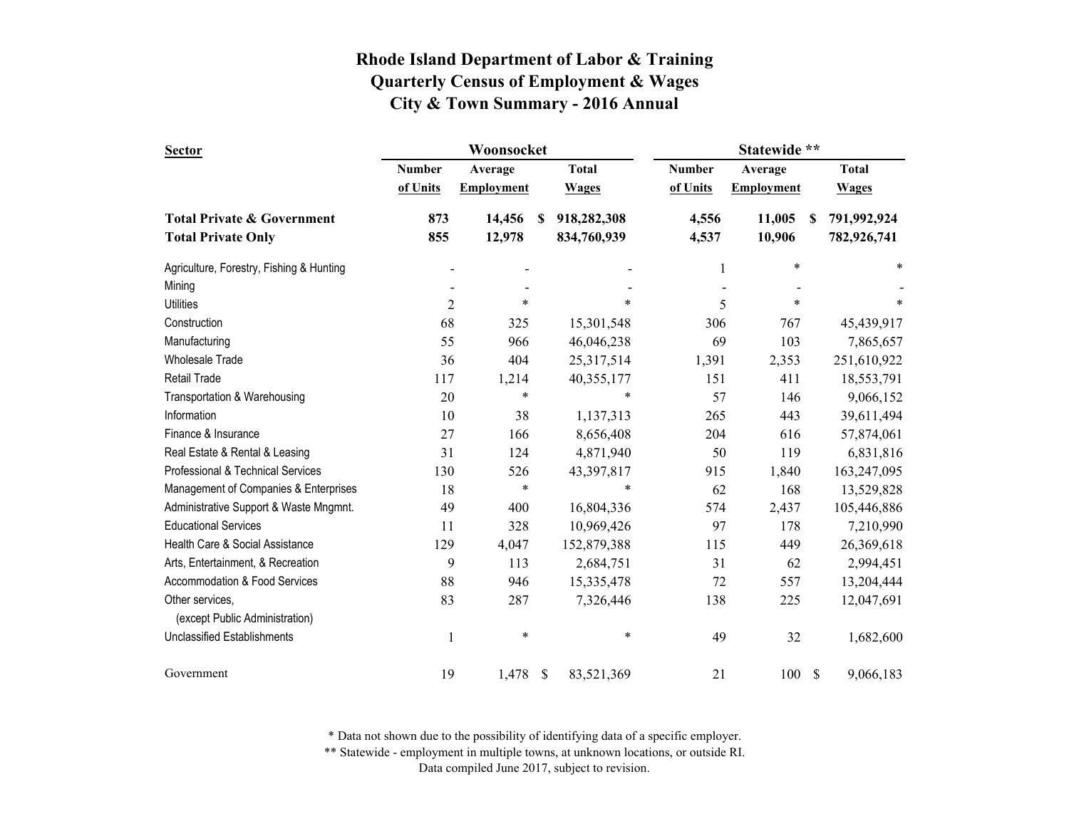# Rhode Island Department of Labor & Training
## Quarterly Census of Employment & Wages
## City & Town Summary - 2016 Annual

| Sector | Woonsocket | | | Statewide ** | | |
|---|---|---|---|---|---|---|
| | Number of Units | Average Employment | Total Wages | Number of Units | Average Employment | Total Wages |
| **Total Private & Government** | **873** | **14,456** | **$ 918,282,308** | **4,556** | **11,005** | **$ 791,992,924** |
| **Total Private Only** | **855** | **12,978** | **834,760,939** | **4,537** | **10,906** | **782,926,741** |
| Agriculture, Forestry, Fishing & Hunting | - | - | - | 1 | * | * |
| Mining | - | - | - | - | - | - |
| Utilities | 2 | * | * | 5 | * | * |
| Construction | 68 | 325 | 15,301,548 | 306 | 767 | 45,439,917 |
| Manufacturing | 55 | 966 | 46,046,238 | 69 | 103 | 7,865,657 |
| Wholesale Trade | 36 | 404 | 25,317,514 | 1,391 | 2,353 | 251,610,922 |
| Retail Trade | 117 | 1,214 | 40,355,177 | 151 | 411 | 18,553,791 |
| Transportation & Warehousing | 20 | * | * | 57 | 146 | 9,066,152 |
| Information | 10 | 38 | 1,137,313 | 265 | 443 | 39,611,494 |
| Finance & Insurance | 27 | 166 | 8,656,408 | 204 | 616 | 57,874,061 |
| Real Estate & Rental & Leasing | 31 | 124 | 4,871,940 | 50 | 119 | 6,831,816 |
| Professional & Technical Services | 130 | 526 | 43,397,817 | 915 | 1,840 | 163,247,095 |
| Management of Companies & Enterprises | 18 | * | * | 62 | 168 | 13,529,828 |
| Administrative Support & Waste Mngmnt. | 49 | 400 | 16,804,336 | 574 | 2,437 | 105,446,886 |
| Educational Services | 11 | 328 | 10,969,426 | 97 | 178 | 7,210,990 |
| Health Care & Social Assistance | 129 | 4,047 | 152,879,388 | 115 | 449 | 26,369,618 |
| Arts, Entertainment, & Recreation | 9 | 113 | 2,684,751 | 31 | 62 | 2,994,451 |
| Accommodation & Food Services | 88 | 946 | 15,335,478 | 72 | 557 | 13,204,444 |
| Other services, (except Public Administration) | 83 | 287 | 7,326,446 | 138 | 225 | 12,047,691 |
| Unclassified Establishments | 1 | * | * | 49 | 32 | 1,682,600 |
| Government | 19 | 1,478 | $ 83,521,369 | 21 | 100 | $ 9,066,183 |

* Data not shown due to the possibility of identifying data of a specific employer.

** Statewide - employment in multiple towns, at unknown locations, or outside RI.

Data compiled June 2017, subject to revision.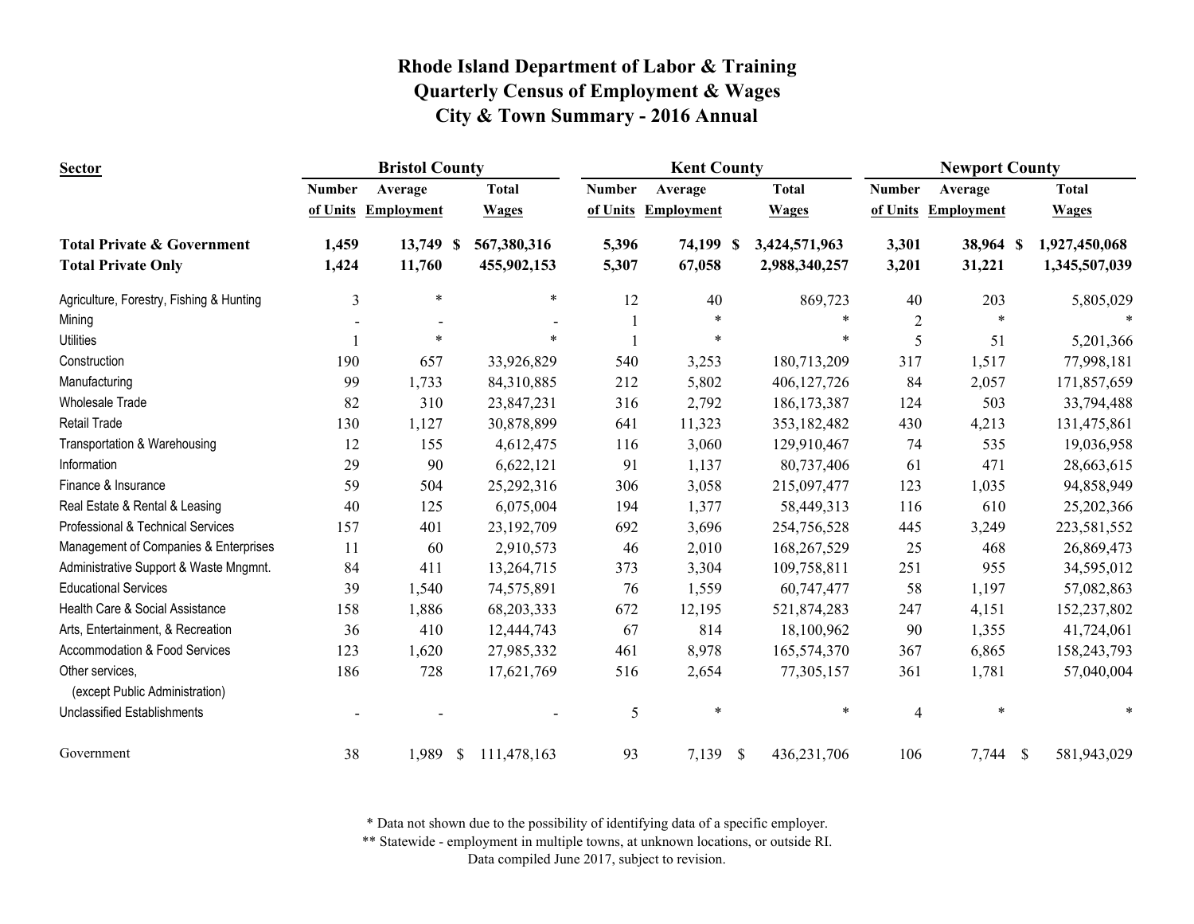# Rhode Island Department of Labor & Training
## Quarterly Census of Employment & Wages
## City & Town Summary - 2016 Annual

| Sector | Bristol County | | | Kent County | | | Newport County | | |
|---|---|---|---|---|---|---|---|---|---|
| | Number of Units | Average Employment | Total Wages | Number of Units | Average Employment | Total Wages | Number of Units | Average Employment | Total Wages |
| **Total Private & Government** | **1,459** | **13,749** | **$ 567,380,316** | **5,396** | **74,199** | **$ 3,424,571,963** | **3,301** | **38,964** | **$ 1,927,450,068** |
| **Total Private Only** | **1,424** | **11,760** | **455,902,153** | **5,307** | **67,058** | **2,988,340,257** | **3,201** | **31,221** | **1,345,507,039** |
| Agriculture, Forestry, Fishing & Hunting | 3 | * | * | 12 | 40 | 869,723 | 40 | 203 | 5,805,029 |
| Mining | - | - | - | 1 | * | * | 2 | * | * |
| Utilities | 1 | * | * | 1 | * | * | 5 | 51 | 5,201,366 |
| Construction | 190 | 657 | 33,926,829 | 540 | 3,253 | 180,713,209 | 317 | 1,517 | 77,998,181 |
| Manufacturing | 99 | 1,733 | 84,310,885 | 212 | 5,802 | 406,127,726 | 84 | 2,057 | 171,857,659 |
| Wholesale Trade | 82 | 310 | 23,847,231 | 316 | 2,792 | 186,173,387 | 124 | 503 | 33,794,488 |
| Retail Trade | 130 | 1,127 | 30,878,899 | 641 | 11,323 | 353,182,482 | 430 | 4,213 | 131,475,861 |
| Transportation & Warehousing | 12 | 155 | 4,612,475 | 116 | 3,060 | 129,910,467 | 74 | 535 | 19,036,958 |
| Information | 29 | 90 | 6,622,121 | 91 | 1,137 | 80,737,406 | 61 | 471 | 28,663,615 |
| Finance & Insurance | 59 | 504 | 25,292,316 | 306 | 3,058 | 215,097,477 | 123 | 1,035 | 94,858,949 |
| Real Estate & Rental & Leasing | 40 | 125 | 6,075,004 | 194 | 1,377 | 58,449,313 | 116 | 610 | 25,202,366 |
| Professional & Technical Services | 157 | 401 | 23,192,709 | 692 | 3,696 | 254,756,528 | 445 | 3,249 | 223,581,552 |
| Management of Companies & Enterprises | 11 | 60 | 2,910,573 | 46 | 2,010 | 168,267,529 | 25 | 468 | 26,869,473 |
| Administrative Support & Waste Mngmnt. | 84 | 411 | 13,264,715 | 373 | 3,304 | 109,758,811 | 251 | 955 | 34,595,012 |
| Educational Services | 39 | 1,540 | 74,575,891 | 76 | 1,559 | 60,747,477 | 58 | 1,197 | 57,082,863 |
| Health Care & Social Assistance | 158 | 1,886 | 68,203,333 | 672 | 12,195 | 521,874,283 | 247 | 4,151 | 152,237,802 |
| Arts, Entertainment, & Recreation | 36 | 410 | 12,444,743 | 67 | 814 | 18,100,962 | 90 | 1,355 | 41,724,061 |
| Accommodation & Food Services | 123 | 1,620 | 27,985,332 | 461 | 8,978 | 165,574,370 | 367 | 6,865 | 158,243,793 |
| Other services, (except Public Administration) | 186 | 728 | 17,621,769 | 516 | 2,654 | 77,305,157 | 361 | 1,781 | 57,040,004 |
| Unclassified Establishments | - | - | - | 5 | * | * | 4 | * | * |
| Government | 38 | 1,989 | $ 111,478,163 | 93 | 7,139 | $ 436,231,706 | 106 | 7,744 | $ 581,943,029 |

\* Data not shown due to the possibility of identifying data of a specific employer.

\*\* Statewide - employment in multiple towns, at unknown locations, or outside RI.

Data compiled June 2017, subject to revision.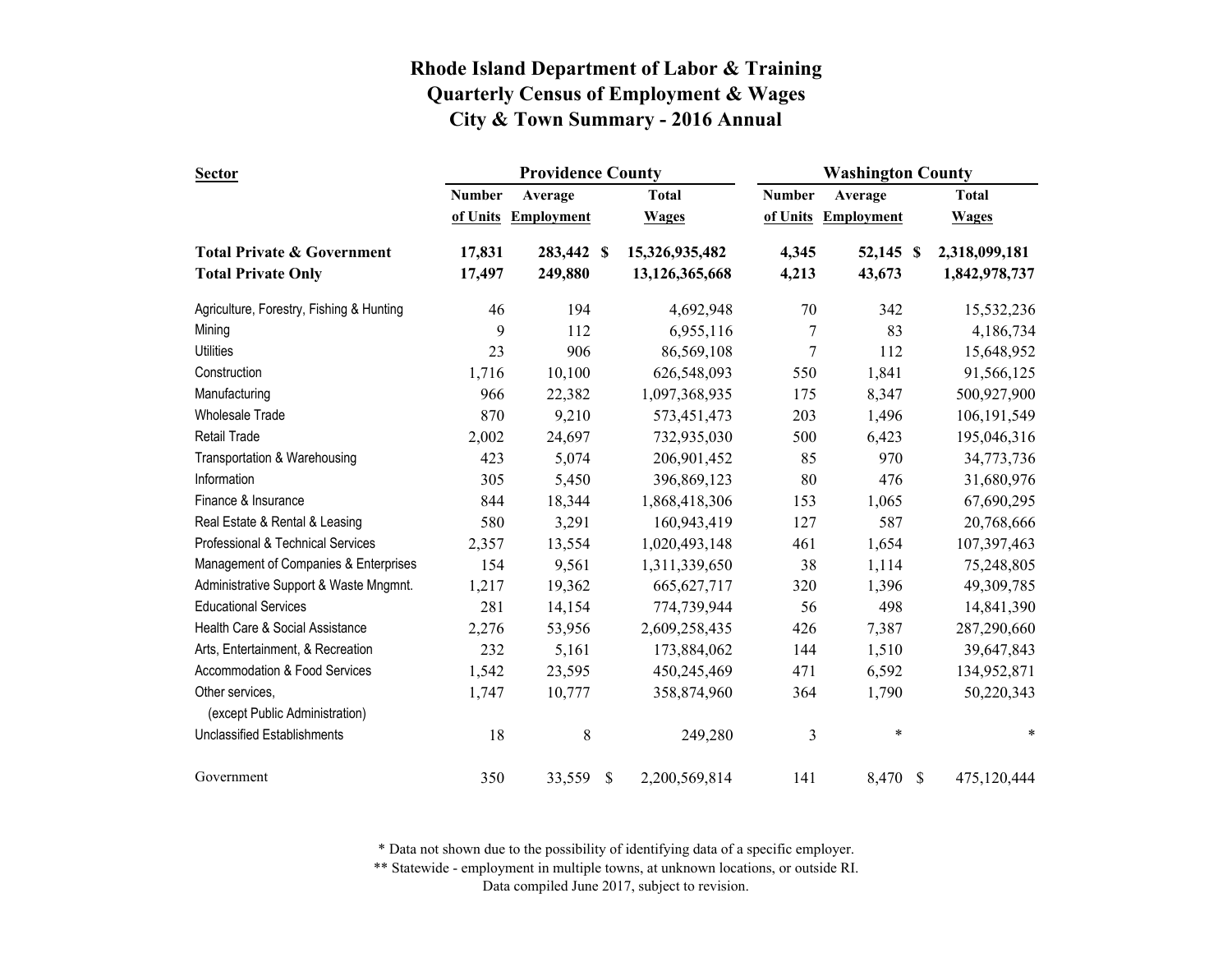# Rhode Island Department of Labor & Training
## Quarterly Census of Employment & Wages
## City & Town Summary - 2016 Annual

| Sector | Providence County | | | Washington County | | |
|---|---|---|---|---|---|---|
| | Number of Units | Average Employment | Total Wages | Number of Units | Average Employment | Total Wages |
| **Total Private & Government** | **17,831** | **283,442** | **$ 15,326,935,482** | **4,345** | **52,145** | **$ 2,318,099,181** |
| **Total Private Only** | **17,497** | **249,880** | **13,126,365,668** | **4,213** | **43,673** | **1,842,978,737** |
| Agriculture, Forestry, Fishing & Hunting | 46 | 194 | 4,692,948 | 70 | 342 | 15,532,236 |
| Mining | 9 | 112 | 6,955,116 | 7 | 83 | 4,186,734 |
| Utilities | 23 | 906 | 86,569,108 | 7 | 112 | 15,648,952 |
| Construction | 1,716 | 10,100 | 626,548,093 | 550 | 1,841 | 91,566,125 |
| Manufacturing | 966 | 22,382 | 1,097,368,935 | 175 | 8,347 | 500,927,900 |
| Wholesale Trade | 870 | 9,210 | 573,451,473 | 203 | 1,496 | 106,191,549 |
| Retail Trade | 2,002 | 24,697 | 732,935,030 | 500 | 6,423 | 195,046,316 |
| Transportation & Warehousing | 423 | 5,074 | 206,901,452 | 85 | 970 | 34,773,736 |
| Information | 305 | 5,450 | 396,869,123 | 80 | 476 | 31,680,976 |
| Finance & Insurance | 844 | 18,344 | 1,868,418,306 | 153 | 1,065 | 67,690,295 |
| Real Estate & Rental & Leasing | 580 | 3,291 | 160,943,419 | 127 | 587 | 20,768,666 |
| Professional & Technical Services | 2,357 | 13,554 | 1,020,493,148 | 461 | 1,654 | 107,397,463 |
| Management of Companies & Enterprises | 154 | 9,561 | 1,311,339,650 | 38 | 1,114 | 75,248,805 |
| Administrative Support & Waste Mngmnt. | 1,217 | 19,362 | 665,627,717 | 320 | 1,396 | 49,309,785 |
| Educational Services | 281 | 14,154 | 774,739,944 | 56 | 498 | 14,841,390 |
| Health Care & Social Assistance | 2,276 | 53,956 | 2,609,258,435 | 426 | 7,387 | 287,290,660 |
| Arts, Entertainment, & Recreation | 232 | 5,161 | 173,884,062 | 144 | 1,510 | 39,647,843 |
| Accommodation & Food Services | 1,542 | 23,595 | 450,245,469 | 471 | 6,592 | 134,952,871 |
| Other services, (except Public Administration) | 1,747 | 10,777 | 358,874,960 | 364 | 1,790 | 50,220,343 |
| Unclassified Establishments | 18 | 8 | 249,280 | 3 | * | * |
| Government | 350 | 33,559 | $ 2,200,569,814 | 141 | 8,470 | $ 475,120,444 |

\* Data not shown due to the possibility of identifying data of a specific employer.

** Statewide - employment in multiple towns, at unknown locations, or outside RI.

Data compiled June 2017, subject to revision.